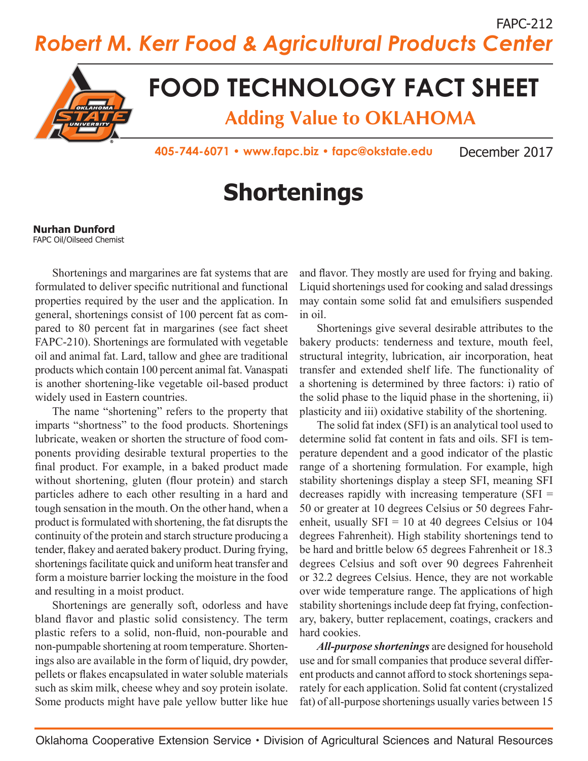FAPC-212

*Robert M. Kerr Food & Agricultural Products Center*

# FOOD TECHNOLOGY FACT SHEET

**Adding Value to OKLAHOMA**

405-744-6071 • www.fapc.biz • fapc@okstate.edu

December 2017

# Shortenings

**Nurhan Dunford**
FAPC Oil/Oilseed Chemist

Shortenings and margarines are fat systems that are formulated to deliver specific nutritional and functional properties required by the user and the application. In general, shortenings consist of 100 percent fat as compared to 80 percent fat in margarines (see fact sheet FAPC-210). Shortenings are formulated with vegetable oil and animal fat. Lard, tallow and ghee are traditional products which contain 100 percent animal fat. Vanaspati is another shortening-like vegetable oil-based product widely used in Eastern countries.

The name "shortening" refers to the property that imparts "shortness" to the food products. Shortenings lubricate, weaken or shorten the structure of food components providing desirable textural properties to the final product. For example, in a baked product made without shortening, gluten (flour protein) and starch particles adhere to each other resulting in a hard and tough sensation in the mouth. On the other hand, when a product is formulated with shortening, the fat disrupts the continuity of the protein and starch structure producing a tender, flakey and aerated bakery product. During frying, shortenings facilitate quick and uniform heat transfer and form a moisture barrier locking the moisture in the food and resulting in a moist product.

Shortenings are generally soft, odorless and have bland flavor and plastic solid consistency. The term plastic refers to a solid, non-fluid, non-pourable and non-pumpable shortening at room temperature. Shortenings also are available in the form of liquid, dry powder, pellets or flakes encapsulated in water soluble materials such as skim milk, cheese whey and soy protein isolate. Some products might have pale yellow butter like hue and flavor. They mostly are used for frying and baking. Liquid shortenings used for cooking and salad dressings may contain some solid fat and emulsifiers suspended in oil.

Shortenings give several desirable attributes to the bakery products: tenderness and texture, mouth feel, structural integrity, lubrication, air incorporation, heat transfer and extended shelf life. The functionality of a shortening is determined by three factors: i) ratio of the solid phase to the liquid phase in the shortening, ii) plasticity and iii) oxidative stability of the shortening.

The solid fat index (SFI) is an analytical tool used to determine solid fat content in fats and oils. SFI is temperature dependent and a good indicator of the plastic range of a shortening formulation. For example, high stability shortenings display a steep SFI, meaning SFI decreases rapidly with increasing temperature (SFI = 50 or greater at 10 degrees Celsius or 50 degrees Fahrenheit, usually SFI = 10 at 40 degrees Celsius or 104 degrees Fahrenheit). High stability shortenings tend to be hard and brittle below 65 degrees Fahrenheit or 18.3 degrees Celsius and soft over 90 degrees Fahrenheit or 32.2 degrees Celsius. Hence, they are not workable over wide temperature range. The applications of high stability shortenings include deep fat frying, confectionary, bakery, butter replacement, coatings, crackers and hard cookies.

***All-purpose shortenings*** are designed for household use and for small companies that produce several different products and cannot afford to stock shortenings separately for each application. Solid fat content (crystalized fat) of all-purpose shortenings usually varies between 15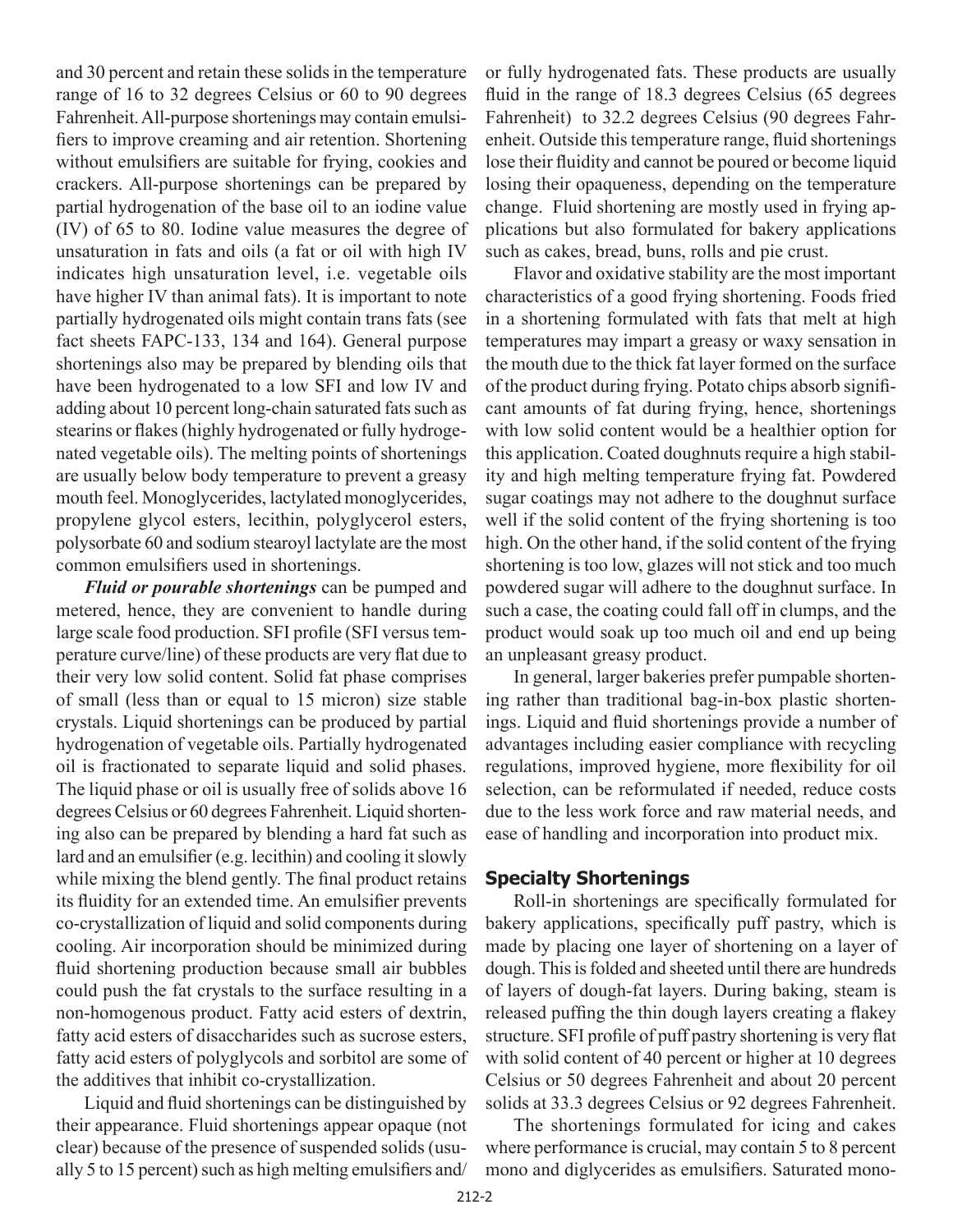and 30 percent and retain these solids in the temperature range of 16 to 32 degrees Celsius or 60 to 90 degrees Fahrenheit. All-purpose shortenings may contain emulsifiers to improve creaming and air retention. Shortening without emulsifiers are suitable for frying, cookies and crackers. All-purpose shortenings can be prepared by partial hydrogenation of the base oil to an iodine value (IV) of 65 to 80. Iodine value measures the degree of unsaturation in fats and oils (a fat or oil with high IV indicates high unsaturation level, i.e. vegetable oils have higher IV than animal fats). It is important to note partially hydrogenated oils might contain trans fats (see fact sheets FAPC-133, 134 and 164). General purpose shortenings also may be prepared by blending oils that have been hydrogenated to a low SFI and low IV and adding about 10 percent long-chain saturated fats such as stearins or flakes (highly hydrogenated or fully hydrogenated vegetable oils). The melting points of shortenings are usually below body temperature to prevent a greasy mouth feel. Monoglycerides, lactylated monoglycerides, propylene glycol esters, lecithin, polyglycerol esters, polysorbate 60 and sodium stearoyl lactylate are the most common emulsifiers used in shortenings.

***Fluid or pourable shortenings*** can be pumped and metered, hence, they are convenient to handle during large scale food production. SFI profile (SFI versus temperature curve/line) of these products are very flat due to their very low solid content. Solid fat phase comprises of small (less than or equal to 15 micron) size stable crystals. Liquid shortenings can be produced by partial hydrogenation of vegetable oils. Partially hydrogenated oil is fractionated to separate liquid and solid phases. The liquid phase or oil is usually free of solids above 16 degrees Celsius or 60 degrees Fahrenheit. Liquid shortening also can be prepared by blending a hard fat such as lard and an emulsifier (e.g. lecithin) and cooling it slowly while mixing the blend gently. The final product retains its fluidity for an extended time. An emulsifier prevents co-crystallization of liquid and solid components during cooling. Air incorporation should be minimized during fluid shortening production because small air bubbles could push the fat crystals to the surface resulting in a non-homogenous product. Fatty acid esters of dextrin, fatty acid esters of disaccharides such as sucrose esters, fatty acid esters of polyglycols and sorbitol are some of the additives that inhibit co-crystallization.

Liquid and fluid shortenings can be distinguished by their appearance. Fluid shortenings appear opaque (not clear) because of the presence of suspended solids (usually 5 to 15 percent) such as high melting emulsifiers and/or fully hydrogenated fats. These products are usually fluid in the range of 18.3 degrees Celsius (65 degrees Fahrenheit) to 32.2 degrees Celsius (90 degrees Fahrenheit. Outside this temperature range, fluid shortenings lose their fluidity and cannot be poured or become liquid losing their opaqueness, depending on the temperature change. Fluid shortening are mostly used in frying applications but also formulated for bakery applications such as cakes, bread, buns, rolls and pie crust.

Flavor and oxidative stability are the most important characteristics of a good frying shortening. Foods fried in a shortening formulated with fats that melt at high temperatures may impart a greasy or waxy sensation in the mouth due to the thick fat layer formed on the surface of the product during frying. Potato chips absorb significant amounts of fat during frying, hence, shortenings with low solid content would be a healthier option for this application. Coated doughnuts require a high stability and high melting temperature frying fat. Powdered sugar coatings may not adhere to the doughnut surface well if the solid content of the frying shortening is too high. On the other hand, if the solid content of the frying shortening is too low, glazes will not stick and too much powdered sugar will adhere to the doughnut surface. In such a case, the coating could fall off in clumps, and the product would soak up too much oil and end up being an unpleasant greasy product.

In general, larger bakeries prefer pumpable shortening rather than traditional bag-in-box plastic shortenings. Liquid and fluid shortenings provide a number of advantages including easier compliance with recycling regulations, improved hygiene, more flexibility for oil selection, can be reformulated if needed, reduce costs due to the less work force and raw material needs, and ease of handling and incorporation into product mix.

## Specialty Shortenings

Roll-in shortenings are specifically formulated for bakery applications, specifically puff pastry, which is made by placing one layer of shortening on a layer of dough. This is folded and sheeted until there are hundreds of layers of dough-fat layers. During baking, steam is released puffing the thin dough layers creating a flakey structure. SFI profile of puff pastry shortening is very flat with solid content of 40 percent or higher at 10 degrees Celsius or 50 degrees Fahrenheit and about 20 percent solids at 33.3 degrees Celsius or 92 degrees Fahrenheit.

The shortenings formulated for icing and cakes where performance is crucial, may contain 5 to 8 percent mono and diglycerides as emulsifiers. Saturated mono-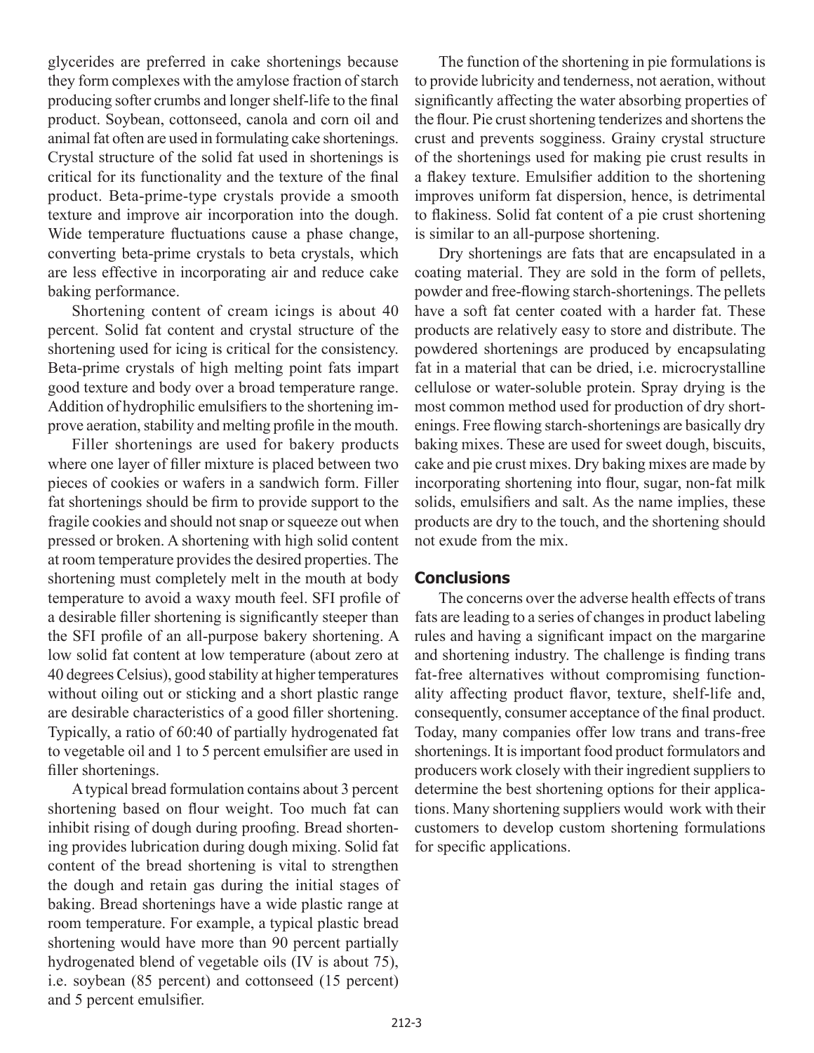glycerides are preferred in cake shortenings because they form complexes with the amylose fraction of starch producing softer crumbs and longer shelf-life to the final product. Soybean, cottonseed, canola and corn oil and animal fat often are used in formulating cake shortenings. Crystal structure of the solid fat used in shortenings is critical for its functionality and the texture of the final product. Beta-prime-type crystals provide a smooth texture and improve air incorporation into the dough. Wide temperature fluctuations cause a phase change, converting beta-prime crystals to beta crystals, which are less effective in incorporating air and reduce cake baking performance.

Shortening content of cream icings is about 40 percent. Solid fat content and crystal structure of the shortening used for icing is critical for the consistency. Beta-prime crystals of high melting point fats impart good texture and body over a broad temperature range. Addition of hydrophilic emulsifiers to the shortening improve aeration, stability and melting profile in the mouth.

Filler shortenings are used for bakery products where one layer of filler mixture is placed between two pieces of cookies or wafers in a sandwich form. Filler fat shortenings should be firm to provide support to the fragile cookies and should not snap or squeeze out when pressed or broken. A shortening with high solid content at room temperature provides the desired properties. The shortening must completely melt in the mouth at body temperature to avoid a waxy mouth feel. SFI profile of a desirable filler shortening is significantly steeper than the SFI profile of an all-purpose bakery shortening. A low solid fat content at low temperature (about zero at 40 degrees Celsius), good stability at higher temperatures without oiling out or sticking and a short plastic range are desirable characteristics of a good filler shortening. Typically, a ratio of 60:40 of partially hydrogenated fat to vegetable oil and 1 to 5 percent emulsifier are used in filler shortenings.

A typical bread formulation contains about 3 percent shortening based on flour weight. Too much fat can inhibit rising of dough during proofing. Bread shortening provides lubrication during dough mixing. Solid fat content of the bread shortening is vital to strengthen the dough and retain gas during the initial stages of baking. Bread shortenings have a wide plastic range at room temperature. For example, a typical plastic bread shortening would have more than 90 percent partially hydrogenated blend of vegetable oils (IV is about 75), i.e. soybean (85 percent) and cottonseed (15 percent) and 5 percent emulsifier.

The function of the shortening in pie formulations is to provide lubricity and tenderness, not aeration, without significantly affecting the water absorbing properties of the flour. Pie crust shortening tenderizes and shortens the crust and prevents sogginess. Grainy crystal structure of the shortenings used for making pie crust results in a flakey texture. Emulsifier addition to the shortening improves uniform fat dispersion, hence, is detrimental to flakiness. Solid fat content of a pie crust shortening is similar to an all-purpose shortening.

Dry shortenings are fats that are encapsulated in a coating material. They are sold in the form of pellets, powder and free-flowing starch-shortenings. The pellets have a soft fat center coated with a harder fat. These products are relatively easy to store and distribute. The powdered shortenings are produced by encapsulating fat in a material that can be dried, i.e. microcrystalline cellulose or water-soluble protein. Spray drying is the most common method used for production of dry shortenings. Free flowing starch-shortenings are basically dry baking mixes. These are used for sweet dough, biscuits, cake and pie crust mixes. Dry baking mixes are made by incorporating shortening into flour, sugar, non-fat milk solids, emulsifiers and salt. As the name implies, these products are dry to the touch, and the shortening should not exude from the mix.

## Conclusions

The concerns over the adverse health effects of trans fats are leading to a series of changes in product labeling rules and having a significant impact on the margarine and shortening industry. The challenge is finding trans fat-free alternatives without compromising functionality affecting product flavor, texture, shelf-life and, consequently, consumer acceptance of the final product. Today, many companies offer low trans and trans-free shortenings. It is important food product formulators and producers work closely with their ingredient suppliers to determine the best shortening options for their applications. Many shortening suppliers would work with their customers to develop custom shortening formulations for specific applications.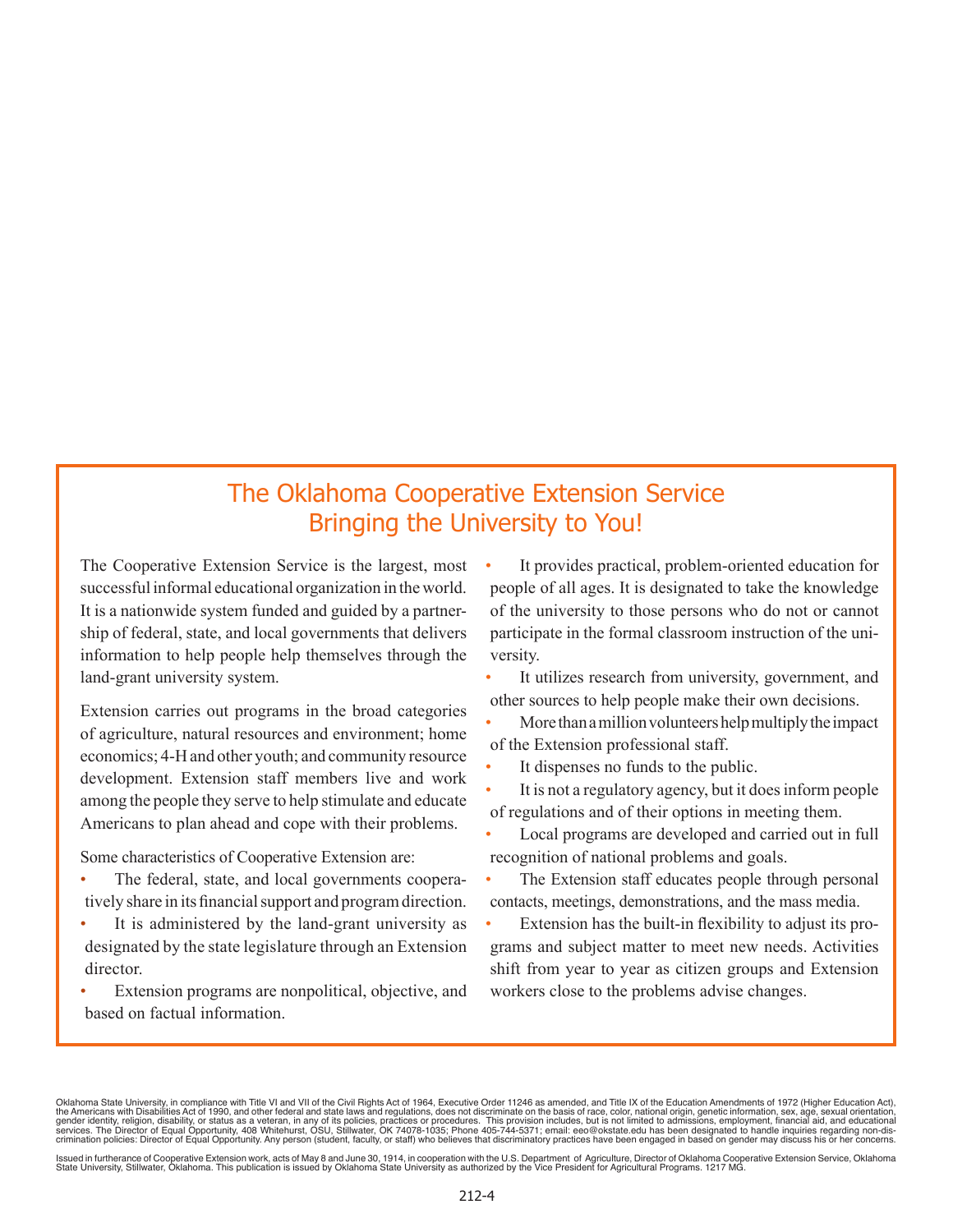## The Oklahoma Cooperative Extension Service
## Bringing the University to You!

The Cooperative Extension Service is the largest, most successful informal educational organization in the world. It is a nationwide system funded and guided by a partnership of federal, state, and local governments that delivers information to help people help themselves through the land-grant university system.

Extension carries out programs in the broad categories of agriculture, natural resources and environment; home economics; 4-H and other youth; and community resource development. Extension staff members live and work among the people they serve to help stimulate and educate Americans to plan ahead and cope with their problems.

Some characteristics of Cooperative Extension are:

- The federal, state, and local governments cooperatively share in its financial support and program direction.
- It is administered by the land-grant university as designated by the state legislature through an Extension director.
- Extension programs are nonpolitical, objective, and based on factual information.
- It provides practical, problem-oriented education for people of all ages. It is designated to take the knowledge of the university to those persons who do not or cannot participate in the formal classroom instruction of the university.
- It utilizes research from university, government, and other sources to help people make their own decisions.
- More than a million volunteers help multiply the impact of the Extension professional staff.
- It dispenses no funds to the public.
- It is not a regulatory agency, but it does inform people of regulations and of their options in meeting them.
- Local programs are developed and carried out in full recognition of national problems and goals.
- The Extension staff educates people through personal contacts, meetings, demonstrations, and the mass media.
- Extension has the built-in flexibility to adjust its programs and subject matter to meet new needs. Activities shift from year to year as citizen groups and Extension workers close to the problems advise changes.

Oklahoma State University, in compliance with Title VI and VII of the Civil Rights Act of 1964, Executive Order 11246 as amended, and Title IX of the Education Amendments of 1972 (Higher Education Act), the Americans with Disabilities Act of 1990, and other federal and state laws and regulations, does not discriminate on the basis of race, color, national origin, genetic information, sex, age, sexual orientation, gender identity, religion, disability, or status as a veteran, in any of its policies, practices or procedures. This provision includes, but is not limited to admissions, employment, financial aid, and educational services. The Director of Equal Opportunity, 408 Whitehurst, OSU, Stillwater, OK 74078-1035; Phone 405-744-5371; email: eeo@okstate.edu has been designated to handle inquiries regarding non-discrimination policies: Director of Equal Opportunity. Any person (student, faculty, or staff) who believes that discriminatory practices have been engaged in based on gender may discuss his or her concerns.

Issued in furtherance of Cooperative Extension work, acts of May 8 and June 30, 1914, in cooperation with the U.S. Department of Agriculture, Director of Oklahoma Cooperative Extension Service, Oklahoma State University, Stillwater, Oklahoma. This publication is issued by Oklahoma State University as authorized by the Vice President for Agricultural Programs. 1217 MG.

212-4